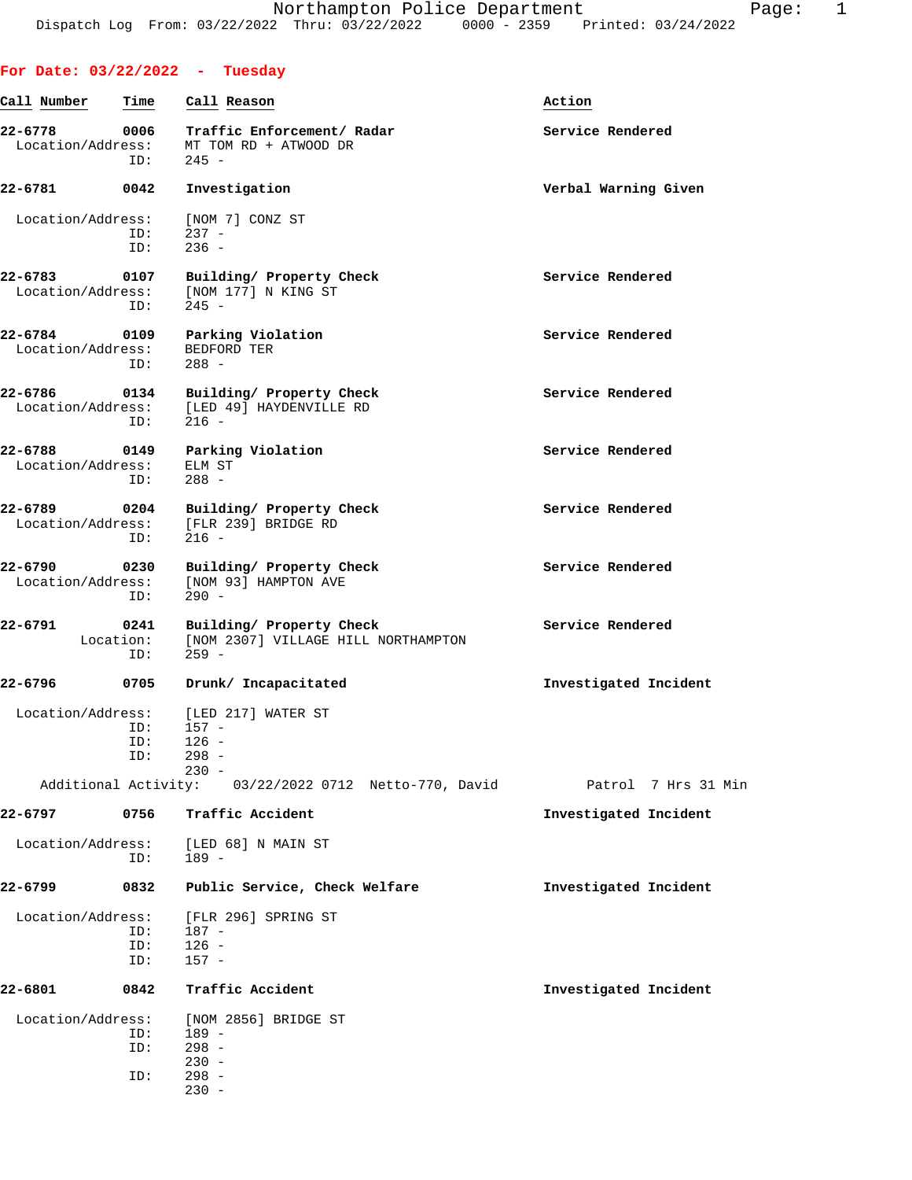Northampton Police Department
Dispatch Log From: 03/22/2022 Thru: 03/22/2022 0000 - 2359 Printed: 03/24/2022

## For Date: 03/22/2022 - Tuesday

| Call Number | Time | Call Reason | Action |
|---|---|---|---|
| 22-6778 | 0006 | Traffic Enforcement/ Radar | Service Rendered |

Location/Address: MT TOM RD + ATWOOD DR
ID: 245 -

| Call Number | Time | Call Reason | Action |
|---|---|---|---|
| 22-6781 | 0042 | Investigation | Verbal Warning Given |

Location/Address: [NOM 7] CONZ ST
ID: 237 -
ID: 236 -

| Call Number | Time | Call Reason | Action |
|---|---|---|---|
| 22-6783 | 0107 | Building/ Property Check | Service Rendered |

Location/Address: [NOM 177] N KING ST
ID: 245 -

| Call Number | Time | Call Reason | Action |
|---|---|---|---|
| 22-6784 | 0109 | Parking Violation | Service Rendered |

Location/Address: BEDFORD TER
ID: 288 -

| Call Number | Time | Call Reason | Action |
|---|---|---|---|
| 22-6786 | 0134 | Building/ Property Check | Service Rendered |

Location/Address: [LED 49] HAYDENVILLE RD
ID: 216 -

| Call Number | Time | Call Reason | Action |
|---|---|---|---|
| 22-6788 | 0149 | Parking Violation | Service Rendered |

Location/Address: ELM ST
ID: 288 -

| Call Number | Time | Call Reason | Action |
|---|---|---|---|
| 22-6789 | 0204 | Building/ Property Check | Service Rendered |

Location/Address: [FLR 239] BRIDGE RD
ID: 216 -

| Call Number | Time | Call Reason | Action |
|---|---|---|---|
| 22-6790 | 0230 | Building/ Property Check | Service Rendered |

Location/Address: [NOM 93] HAMPTON AVE
ID: 290 -

| Call Number | Time | Call Reason | Action |
|---|---|---|---|
| 22-6791 | 0241 | Building/ Property Check | Service Rendered |

Location: [NOM 2307] VILLAGE HILL NORTHAMPTON
ID: 259 -

| Call Number | Time | Call Reason | Action |
|---|---|---|---|
| 22-6796 | 0705 | Drunk/ Incapacitated | Investigated Incident |

Location/Address: [LED 217] WATER ST
ID: 157 -
ID: 126 -
ID: 298 -
230 -
Additional Activity: 03/22/2022 0712 Netto-770, David Patrol 7 Hrs 31 Min

| Call Number | Time | Call Reason | Action |
|---|---|---|---|
| 22-6797 | 0756 | Traffic Accident | Investigated Incident |

Location/Address: [LED 68] N MAIN ST
ID: 189 -

| Call Number | Time | Call Reason | Action |
|---|---|---|---|
| 22-6799 | 0832 | Public Service, Check Welfare | Investigated Incident |

Location/Address: [FLR 296] SPRING ST
ID: 187 -
ID: 126 -
ID: 157 -

| Call Number | Time | Call Reason | Action |
|---|---|---|---|
| 22-6801 | 0842 | Traffic Accident | Investigated Incident |

Location/Address: [NOM 2856] BRIDGE ST
ID: 189 -
ID: 298 -
230 -
ID: 298 -
230 -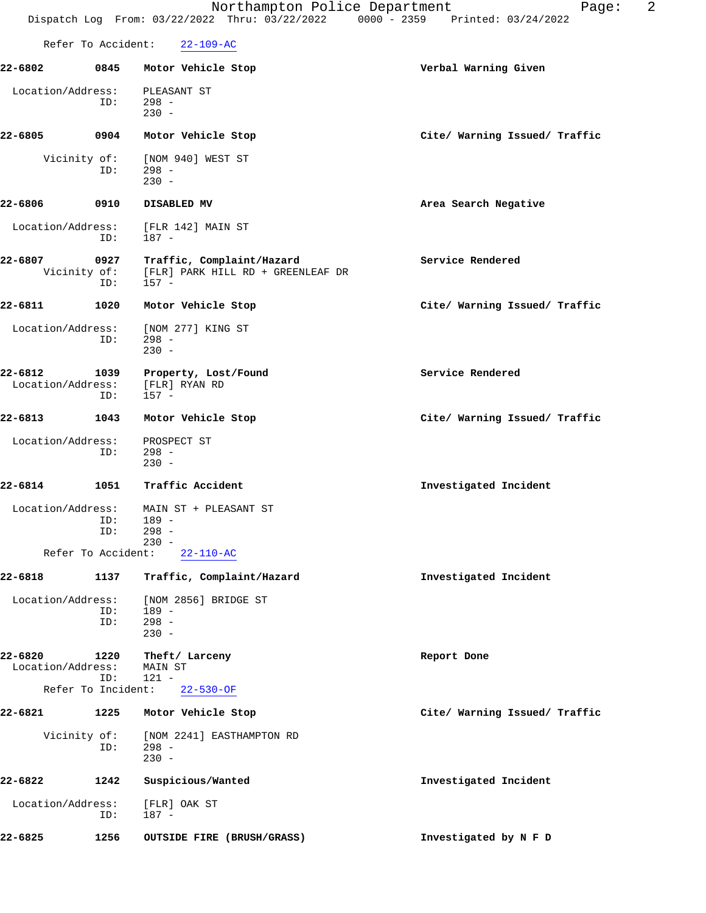Refer To Accident: 22-109-AC

**22-6802 0845 Motor Vehicle Stop** — **Verbal Warning Given**

Location/Address: PLEASANT ST
ID: 298 -
230 -

**22-6805 0904 Motor Vehicle Stop** — **Cite/ Warning Issued/ Traffic**

Vicinity of: [NOM 940] WEST ST
ID: 298 -
230 -

**22-6806 0910 DISABLED MV** — **Area Search Negative**

Location/Address: [FLR 142] MAIN ST
ID: 187 -

**22-6807 0927 Traffic, Complaint/Hazard** — **Service Rendered**

Vicinity of: [FLR] PARK HILL RD + GREENLEAF DR
ID: 157 -

**22-6811 1020 Motor Vehicle Stop** — **Cite/ Warning Issued/ Traffic**

Location/Address: [NOM 277] KING ST
ID: 298 -
230 -

**22-6812 1039 Property, Lost/Found** — **Service Rendered**

Location/Address: [FLR] RYAN RD
ID: 157 -

**22-6813 1043 Motor Vehicle Stop** — **Cite/ Warning Issued/ Traffic**

Location/Address: PROSPECT ST
ID: 298 -
230 -

**22-6814 1051 Traffic Accident** — **Investigated Incident**

Location/Address: MAIN ST + PLEASANT ST
ID: 189 -
ID: 298 -
230 -
Refer To Accident: 22-110-AC

**22-6818 1137 Traffic, Complaint/Hazard** — **Investigated Incident**

Location/Address: [NOM 2856] BRIDGE ST
ID: 189 -
ID: 298 -
230 -

**22-6820 1220 Theft/ Larceny** — **Report Done**

Location/Address: MAIN ST
ID: 121 -
Refer To Incident: 22-530-OF

**22-6821 1225 Motor Vehicle Stop** — **Cite/ Warning Issued/ Traffic**

Vicinity of: [NOM 2241] EASTHAMPTON RD
ID: 298 -
230 -

**22-6822 1242 Suspicious/Wanted** — **Investigated Incident**

Location/Address: [FLR] OAK ST
ID: 187 -

**22-6825 1256 OUTSIDE FIRE (BRUSH/GRASS)** — **Investigated by N F D**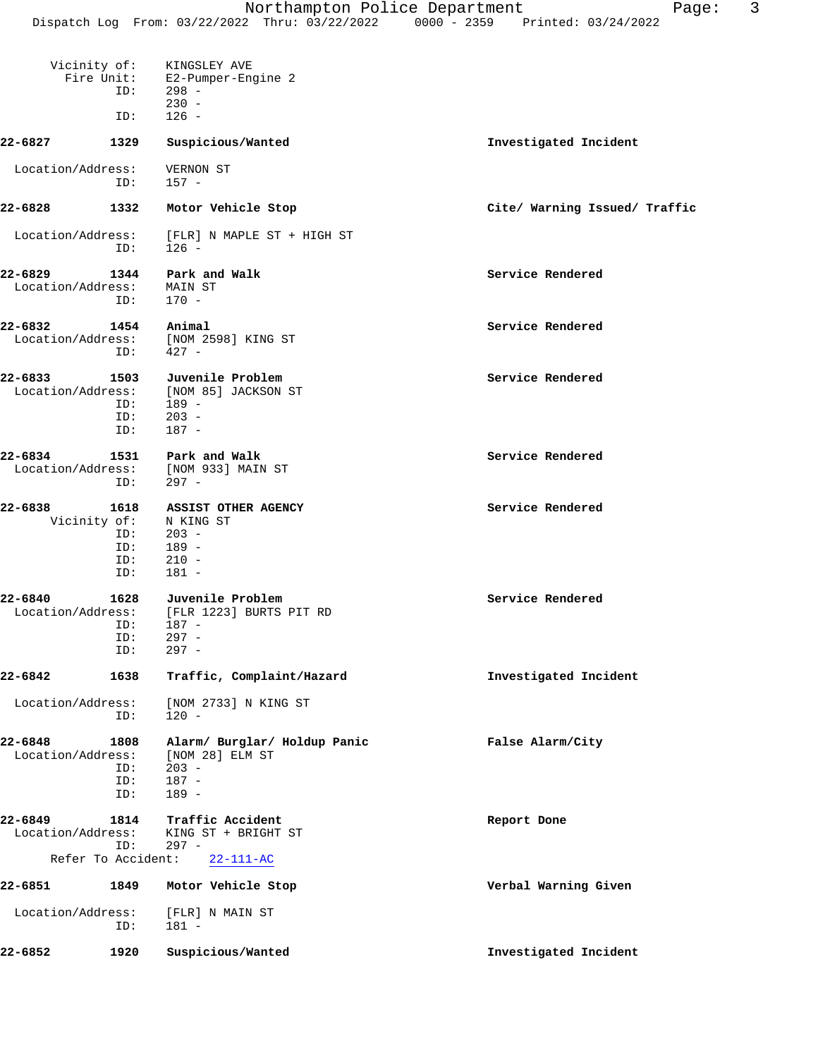```
      Vicinity of:    KINGSLEY AVE
        Fire Unit:    E2-Pumper-Engine 2
              ID:     298 -
                      230 -
              ID:     126 -

22-6827        1329   Suspicious/Wanted                          Investigated Incident

 Location/Address:    VERNON ST
              ID:     157 -

22-6828        1332   Motor Vehicle Stop                         Cite/ Warning Issued/ Traffic

 Location/Address:    [FLR] N MAPLE ST + HIGH ST
              ID:     126 -

22-6829        1344   Park and Walk                              Service Rendered
 Location/Address:    MAIN ST
              ID:     170 -

22-6832        1454   Animal                                     Service Rendered
 Location/Address:    [NOM 2598] KING ST
              ID:     427 -

22-6833        1503   Juvenile Problem                           Service Rendered
 Location/Address:    [NOM 85] JACKSON ST
              ID:     189 -
              ID:     203 -
              ID:     187 -

22-6834        1531   Park and Walk                              Service Rendered
 Location/Address:    [NOM 933] MAIN ST
              ID:     297 -

22-6838        1618   ASSIST OTHER AGENCY                        Service Rendered
      Vicinity of:    N KING ST
              ID:     203 -
              ID:     189 -
              ID:     210 -
              ID:     181 -

22-6840        1628   Juvenile Problem                           Service Rendered
 Location/Address:    [FLR 1223] BURTS PIT RD
              ID:     187 -
              ID:     297 -
              ID:     297 -

22-6842        1638   Traffic, Complaint/Hazard                  Investigated Incident

 Location/Address:    [NOM 2733] N KING ST
              ID:     120 -

22-6848        1808   Alarm/ Burglar/ Holdup Panic               False Alarm/City
 Location/Address:    [NOM 28] ELM ST
              ID:     203 -
              ID:     187 -
              ID:     189 -

22-6849        1814   Traffic Accident                           Report Done
 Location/Address:    KING ST + BRIGHT ST
              ID:     297 -
      Refer To Accident:    22-111-AC

22-6851        1849   Motor Vehicle Stop                         Verbal Warning Given

 Location/Address:    [FLR] N MAIN ST
              ID:     181 -

22-6852        1920   Suspicious/Wanted                          Investigated Incident
```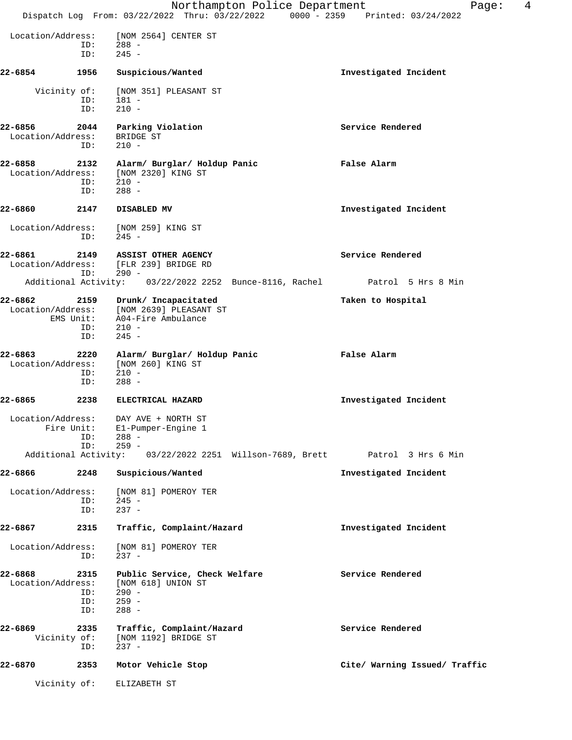Location/Address: [NOM 2564] CENTER ST
ID: 288 -
ID: 245 -

**22-6854 1956 Suspicious/Wanted** — **Investigated Incident**

Vicinity of: [NOM 351] PLEASANT ST
ID: 181 -
ID: 210 -

**22-6856 2044 Parking Violation** — **Service Rendered**

Location/Address: BRIDGE ST
ID: 210 -

**22-6858 2132 Alarm/ Burglar/ Holdup Panic** — **False Alarm**

Location/Address: [NOM 2320] KING ST
ID: 210 -
ID: 288 -

**22-6860 2147 DISABLED MV** — **Investigated Incident**

Location/Address: [NOM 259] KING ST
ID: 245 -

**22-6861 2149 ASSIST OTHER AGENCY** — **Service Rendered**

Location/Address: [FLR 239] BRIDGE RD
ID: 290 -
Additional Activity: 03/22/2022 2252 Bunce-8116, Rachel — Patrol 5 Hrs 8 Min

**22-6862 2159 Drunk/ Incapacitated** — **Taken to Hospital**

Location/Address: [NOM 2639] PLEASANT ST
EMS Unit: A04-Fire Ambulance
ID: 210 -
ID: 245 -

**22-6863 2220 Alarm/ Burglar/ Holdup Panic** — **False Alarm**

Location/Address: [NOM 260] KING ST
ID: 210 -
ID: 288 -

**22-6865 2238 ELECTRICAL HAZARD** — **Investigated Incident**

Location/Address: DAY AVE + NORTH ST
Fire Unit: E1-Pumper-Engine 1
ID: 288 -
ID: 259 -
Additional Activity: 03/22/2022 2251 Willson-7689, Brett — Patrol 3 Hrs 6 Min

**22-6866 2248 Suspicious/Wanted** — **Investigated Incident**

Location/Address: [NOM 81] POMEROY TER
ID: 245 -
ID: 237 -

**22-6867 2315 Traffic, Complaint/Hazard** — **Investigated Incident**

Location/Address: [NOM 81] POMEROY TER
ID: 237 -

**22-6868 2315 Public Service, Check Welfare** — **Service Rendered**

Location/Address: [NOM 618] UNION ST
ID: 290 -
ID: 259 -
ID: 288 -

**22-6869 2335 Traffic, Complaint/Hazard** — **Service Rendered**

Vicinity of: [NOM 1192] BRIDGE ST
ID: 237 -

**22-6870 2353 Motor Vehicle Stop** — **Cite/ Warning Issued/ Traffic**

Vicinity of: ELIZABETH ST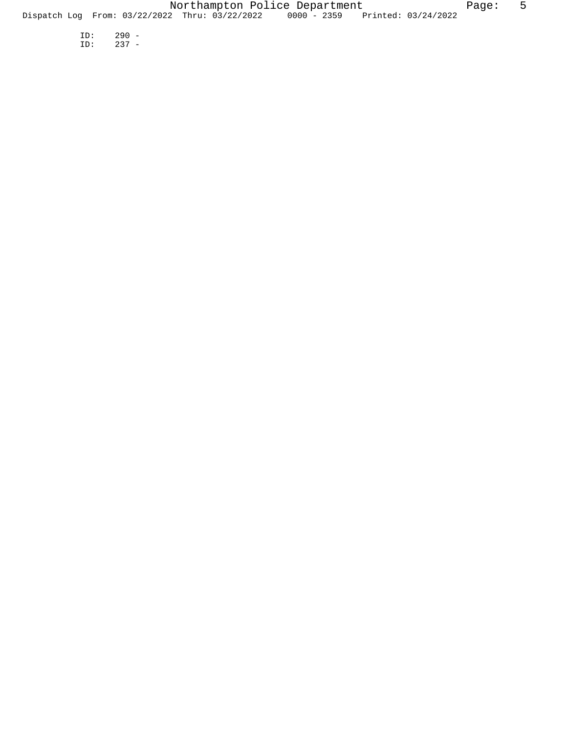ID: 290 -
ID: 237 -